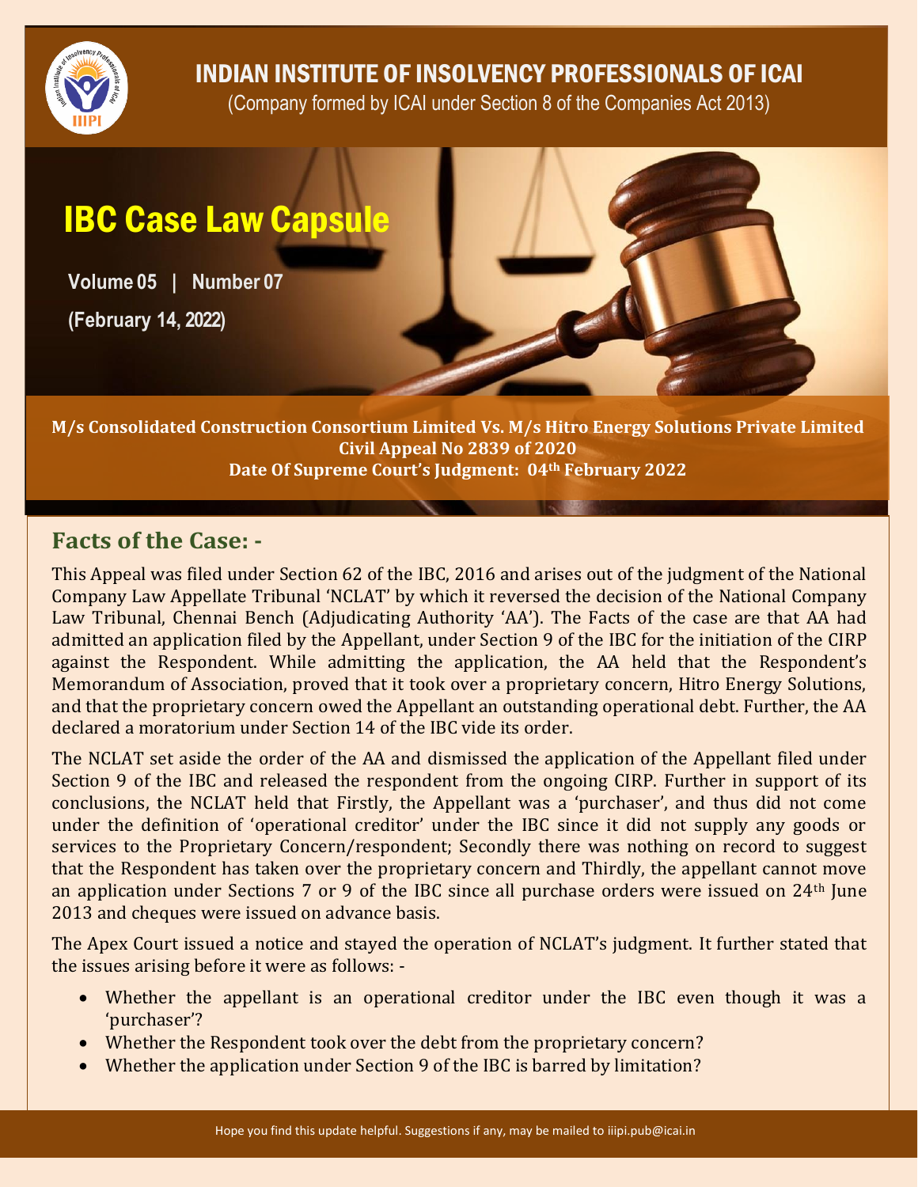# INDIAN INSTITUTE OF INSOLVENCY PROFESSIONALS OF ICAI

(Company formed by ICAI under Section 8 of the Companies Act 2013)

# IBC Case Law Capsule

**Volume 05 | Number 07**

**(February 14, 2022)**

**M/s Consolidated Construction Consortium Limited Vs. M/s Hitro Energy Solutions Private Limited**
**Civil Appeal No 2839 of 2020**
**Date Of Supreme Court's Judgment: 04th February 2022**

## Facts of the Case: -

This Appeal was filed under Section 62 of the IBC, 2016 and arises out of the judgment of the National Company Law Appellate Tribunal 'NCLAT' by which it reversed the decision of the National Company Law Tribunal, Chennai Bench (Adjudicating Authority 'AA'). The Facts of the case are that AA had admitted an application filed by the Appellant, under Section 9 of the IBC for the initiation of the CIRP against the Respondent. While admitting the application, the AA held that the Respondent's Memorandum of Association, proved that it took over a proprietary concern, Hitro Energy Solutions, and that the proprietary concern owed the Appellant an outstanding operational debt. Further, the AA declared a moratorium under Section 14 of the IBC vide its order.

The NCLAT set aside the order of the AA and dismissed the application of the Appellant filed under Section 9 of the IBC and released the respondent from the ongoing CIRP. Further in support of its conclusions, the NCLAT held that Firstly, the Appellant was a 'purchaser', and thus did not come under the definition of 'operational creditor' under the IBC since it did not supply any goods or services to the Proprietary Concern/respondent; Secondly there was nothing on record to suggest that the Respondent has taken over the proprietary concern and Thirdly, the appellant cannot move an application under Sections 7 or 9 of the IBC since all purchase orders were issued on 24th June 2013 and cheques were issued on advance basis.

The Apex Court issued a notice and stayed the operation of NCLAT's judgment. It further stated that the issues arising before it were as follows: -

- Whether the appellant is an operational creditor under the IBC even though it was a 'purchaser'?
- Whether the Respondent took over the debt from the proprietary concern?
- Whether the application under Section 9 of the IBC is barred by limitation?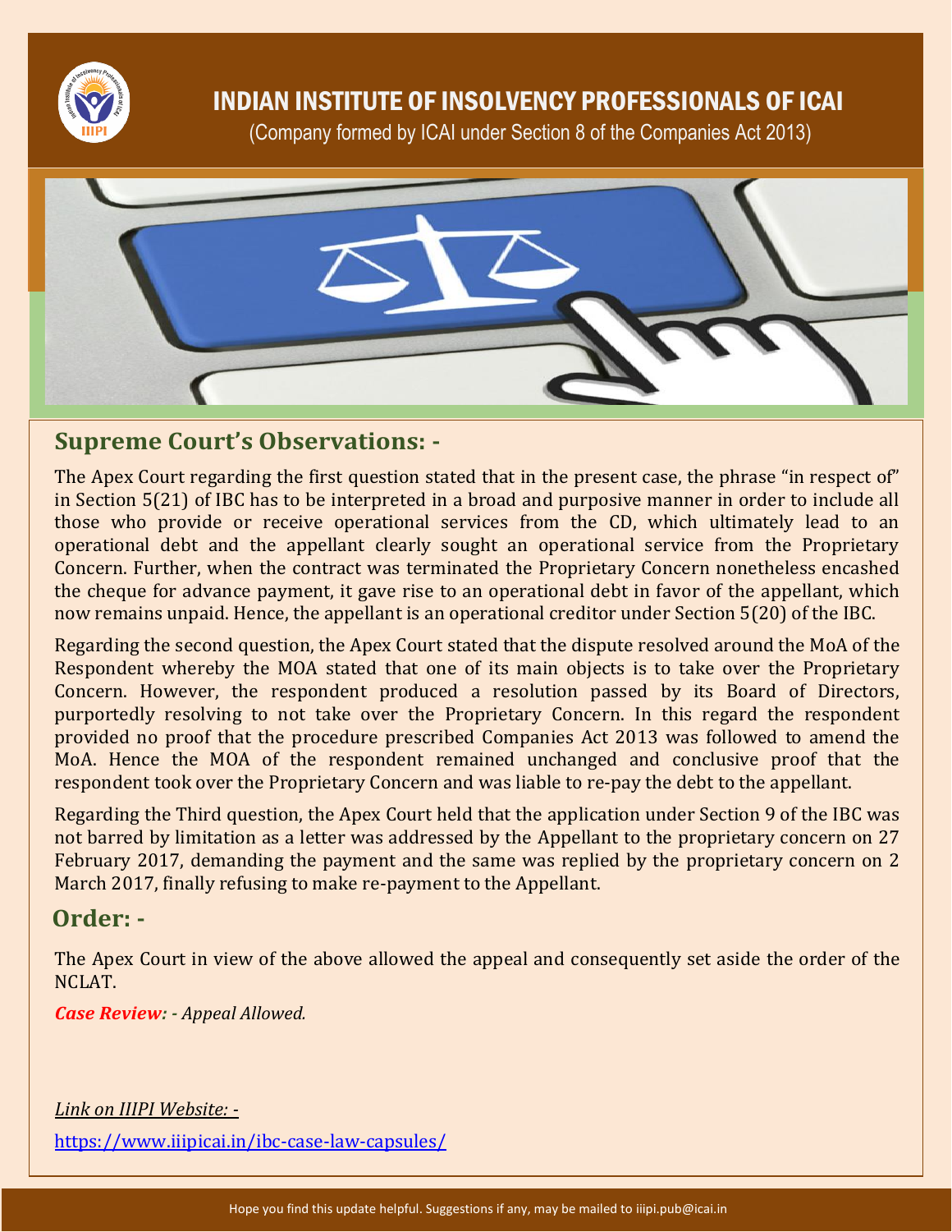# INDIAN INSTITUTE OF INSOLVENCY PROFESSIONALS OF ICAI

(Company formed by ICAI under Section 8 of the Companies Act 2013)

## Supreme Court's Observations: -

The Apex Court regarding the first question stated that in the present case, the phrase "in respect of" in Section 5(21) of IBC has to be interpreted in a broad and purposive manner in order to include all those who provide or receive operational services from the CD, which ultimately lead to an operational debt and the appellant clearly sought an operational service from the Proprietary Concern. Further, when the contract was terminated the Proprietary Concern nonetheless encashed the cheque for advance payment, it gave rise to an operational debt in favor of the appellant, which now remains unpaid. Hence, the appellant is an operational creditor under Section 5(20) of the IBC.

Regarding the second question, the Apex Court stated that the dispute resolved around the MoA of the Respondent whereby the MOA stated that one of its main objects is to take over the Proprietary Concern. However, the respondent produced a resolution passed by its Board of Directors, purportedly resolving to not take over the Proprietary Concern. In this regard the respondent provided no proof that the procedure prescribed Companies Act 2013 was followed to amend the MoA. Hence the MOA of the respondent remained unchanged and conclusive proof that the respondent took over the Proprietary Concern and was liable to re-pay the debt to the appellant.

Regarding the Third question, the Apex Court held that the application under Section 9 of the IBC was not barred by limitation as a letter was addressed by the Appellant to the proprietary concern on 27 February 2017, demanding the payment and the same was replied by the proprietary concern on 2 March 2017, finally refusing to make re-payment to the Appellant.

## Order: -

The Apex Court in view of the above allowed the appeal and consequently set aside the order of the NCLAT.

***Case Review:*** *- Appeal Allowed.*

*Link on IIIPI Website: -*

https://www.iiipicai.in/ibc-case-law-capsules/

Hope you find this update helpful. Suggestions if any, may be mailed to iiipi.pub@icai.in